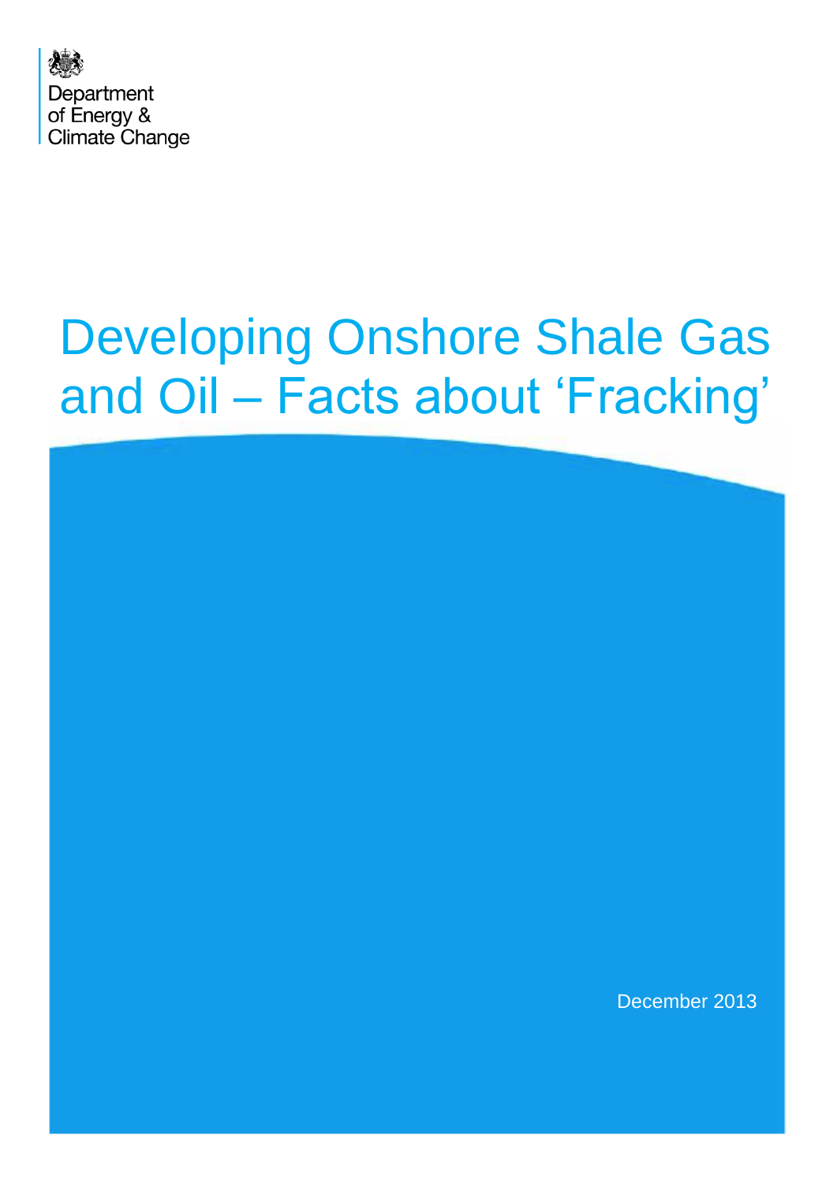Department of Energy & Climate Change

# Developing Onshore Shale Gas and Oil – Facts about 'Fracking'

December 2013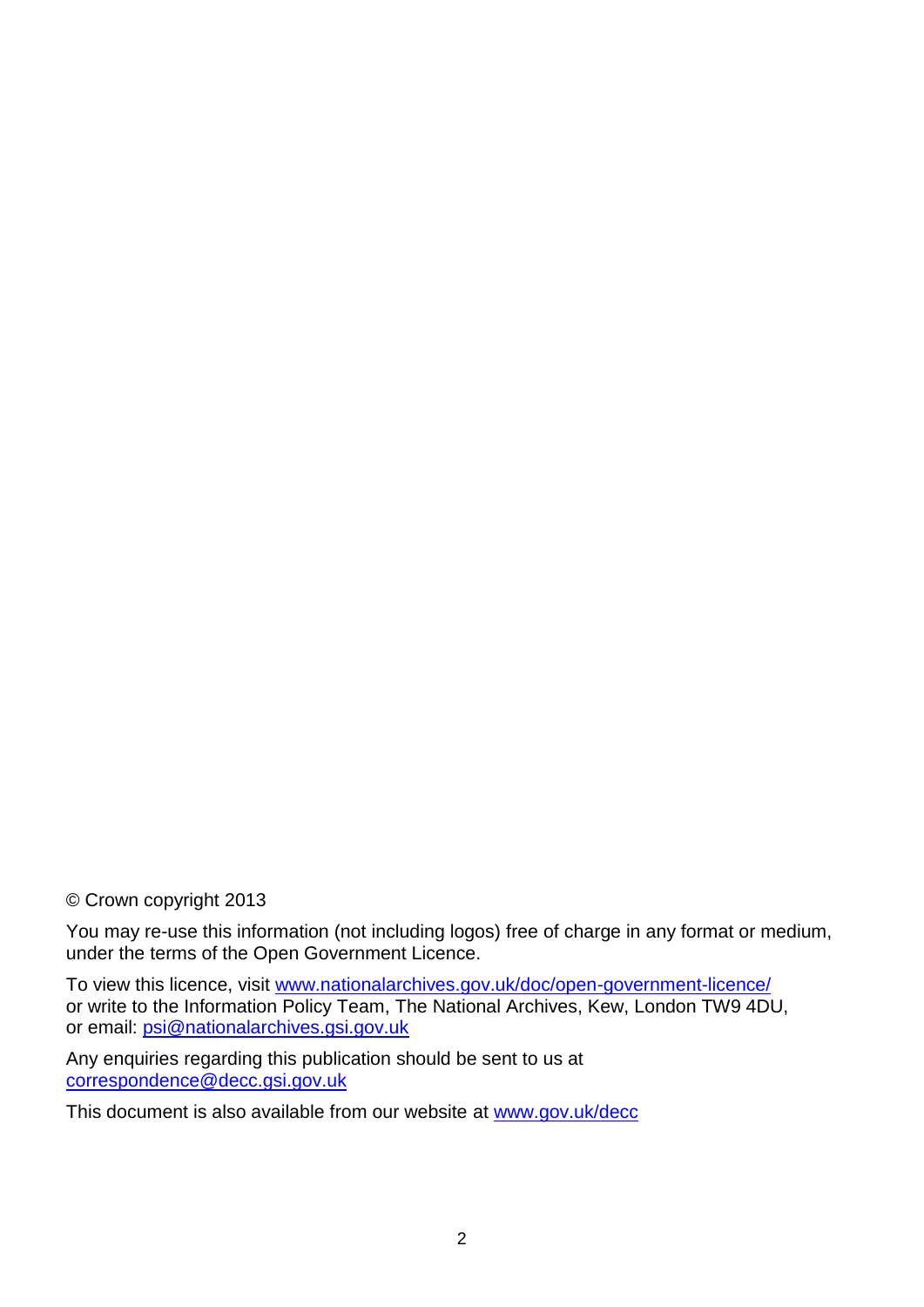© Crown copyright 2013

You may re-use this information (not including logos) free of charge in any format or medium, under the terms of the Open Government Licence.

To view this licence, visit www.nationalarchives.gov.uk/doc/open-government-licence/ or write to the Information Policy Team, The National Archives, Kew, London TW9 4DU, or email: psi@nationalarchives.gsi.gov.uk

Any enquiries regarding this publication should be sent to us at correspondence@decc.gsi.gov.uk

This document is also available from our website at www.gov.uk/decc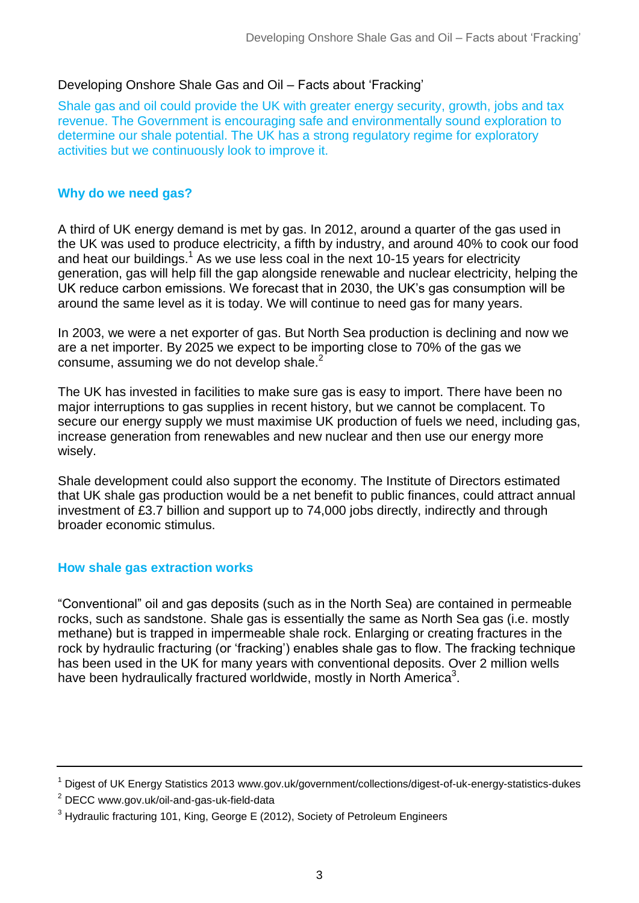# Developing Onshore Shale Gas and Oil – Facts about 'Fracking'

Shale gas and oil could provide the UK with greater energy security, growth, jobs and tax revenue. The Government is encouraging safe and environmentally sound exploration to determine our shale potential. The UK has a strong regulatory regime for exploratory activities but we continuously look to improve it.

## Why do we need gas?

A third of UK energy demand is met by gas. In 2012, around a quarter of the gas used in the UK was used to produce electricity, a fifth by industry, and around 40% to cook our food and heat our buildings.[1] As we use less coal in the next 10-15 years for electricity generation, gas will help fill the gap alongside renewable and nuclear electricity, helping the UK reduce carbon emissions. We forecast that in 2030, the UK's gas consumption will be around the same level as it is today. We will continue to need gas for many years.

In 2003, we were a net exporter of gas. But North Sea production is declining and now we are a net importer. By 2025 we expect to be importing close to 70% of the gas we consume, assuming we do not develop shale.[2]

The UK has invested in facilities to make sure gas is easy to import. There have been no major interruptions to gas supplies in recent history, but we cannot be complacent. To secure our energy supply we must maximise UK production of fuels we need, including gas, increase generation from renewables and new nuclear and then use our energy more wisely.

Shale development could also support the economy. The Institute of Directors estimated that UK shale gas production would be a net benefit to public finances, could attract annual investment of £3.7 billion and support up to 74,000 jobs directly, indirectly and through broader economic stimulus.

## How shale gas extraction works

"Conventional" oil and gas deposits (such as in the North Sea) are contained in permeable rocks, such as sandstone. Shale gas is essentially the same as North Sea gas (i.e. mostly methane) but is trapped in impermeable shale rock. Enlarging or creating fractures in the rock by hydraulic fracturing (or 'fracking') enables shale gas to flow. The fracking technique has been used in the UK for many years with conventional deposits. Over 2 million wells have been hydraulically fractured worldwide, mostly in North America[3].

---

[1] Digest of UK Energy Statistics 2013 www.gov.uk/government/collections/digest-of-uk-energy-statistics-dukes

[2] DECC www.gov.uk/oil-and-gas-uk-field-data

[3] Hydraulic fracturing 101, King, George E (2012), Society of Petroleum Engineers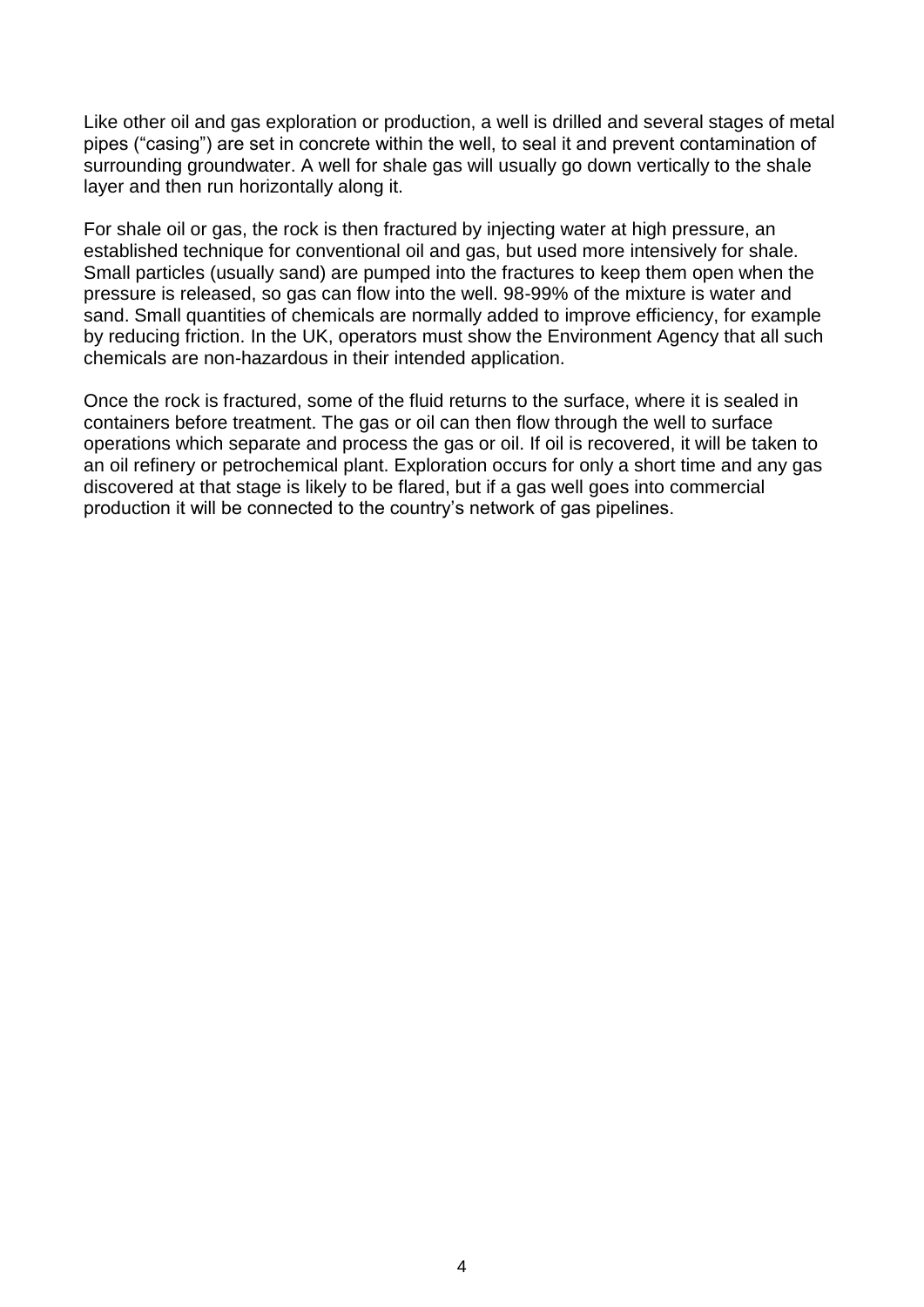Like other oil and gas exploration or production, a well is drilled and several stages of metal pipes ("casing") are set in concrete within the well, to seal it and prevent contamination of surrounding groundwater. A well for shale gas will usually go down vertically to the shale layer and then run horizontally along it.

For shale oil or gas, the rock is then fractured by injecting water at high pressure, an established technique for conventional oil and gas, but used more intensively for shale. Small particles (usually sand) are pumped into the fractures to keep them open when the pressure is released, so gas can flow into the well. 98-99% of the mixture is water and sand. Small quantities of chemicals are normally added to improve efficiency, for example by reducing friction. In the UK, operators must show the Environment Agency that all such chemicals are non-hazardous in their intended application.

Once the rock is fractured, some of the fluid returns to the surface, where it is sealed in containers before treatment. The gas or oil can then flow through the well to surface operations which separate and process the gas or oil. If oil is recovered, it will be taken to an oil refinery or petrochemical plant. Exploration occurs for only a short time and any gas discovered at that stage is likely to be flared, but if a gas well goes into commercial production it will be connected to the country's network of gas pipelines.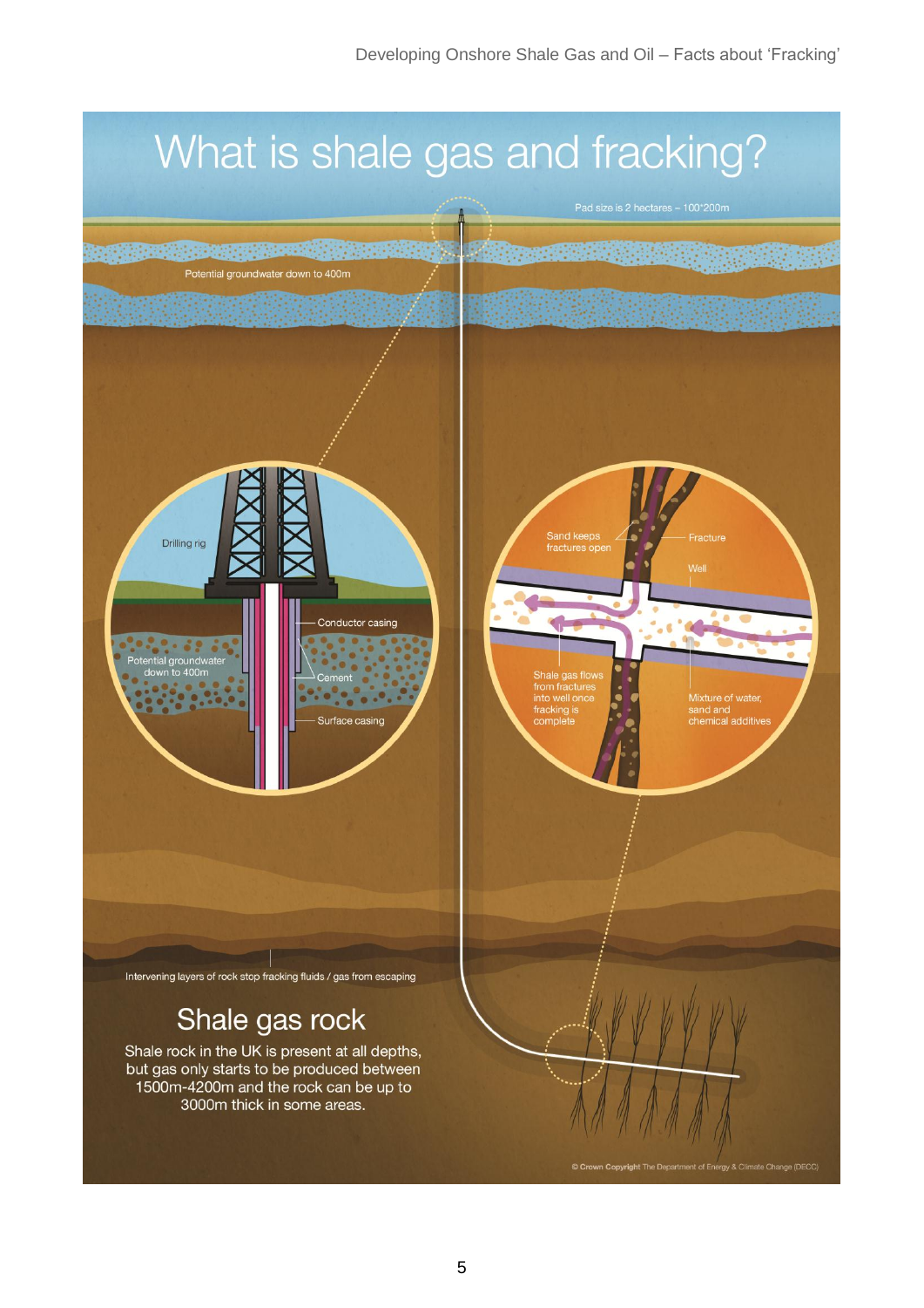# What is shale gas and fracking?

Pad size is 2 hectares – 100*200m

Potential groundwater down to 400m

Drilling rig

Conductor casing

Potential groundwater down to 400m

Cement

Surface casing

Sand keeps fractures open

Fracture

Well

Shale gas flows from fractures into well once fracking is complete

Mixture of water, sand and chemical additives

Intervening layers of rock stop fracking fluids / gas from escaping

## Shale gas rock

Shale rock in the UK is present at all depths, but gas only starts to be produced between 1500m-4200m and the rock can be up to 3000m thick in some areas.

© Crown Copyright The Department of Energy & Climate Change (DECC)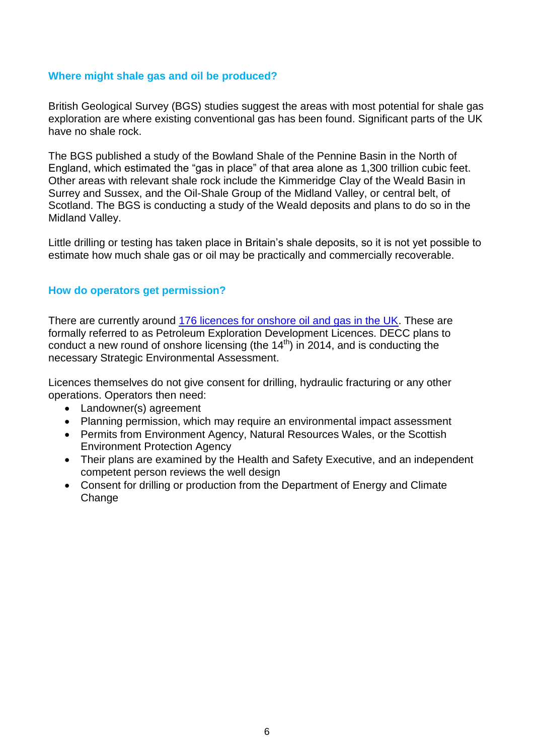## Where might shale gas and oil be produced?

British Geological Survey (BGS) studies suggest the areas with most potential for shale gas exploration are where existing conventional gas has been found. Significant parts of the UK have no shale rock.

The BGS published a study of the Bowland Shale of the Pennine Basin in the North of England, which estimated the "gas in place" of that area alone as 1,300 trillion cubic feet. Other areas with relevant shale rock include the Kimmeridge Clay of the Weald Basin in Surrey and Sussex, and the Oil-Shale Group of the Midland Valley, or central belt, of Scotland. The BGS is conducting a study of the Weald deposits and plans to do so in the Midland Valley.

Little drilling or testing has taken place in Britain's shale deposits, so it is not yet possible to estimate how much shale gas or oil may be practically and commercially recoverable.

## How do operators get permission?

There are currently around [176 licences for onshore oil and gas in the UK](). These are formally referred to as Petroleum Exploration Development Licences. DECC plans to conduct a new round of onshore licensing (the 14th) in 2014, and is conducting the necessary Strategic Environmental Assessment.

Licences themselves do not give consent for drilling, hydraulic fracturing or any other operations. Operators then need:

- Landowner(s) agreement
- Planning permission, which may require an environmental impact assessment
- Permits from Environment Agency, Natural Resources Wales, or the Scottish Environment Protection Agency
- Their plans are examined by the Health and Safety Executive, and an independent competent person reviews the well design
- Consent for drilling or production from the Department of Energy and Climate Change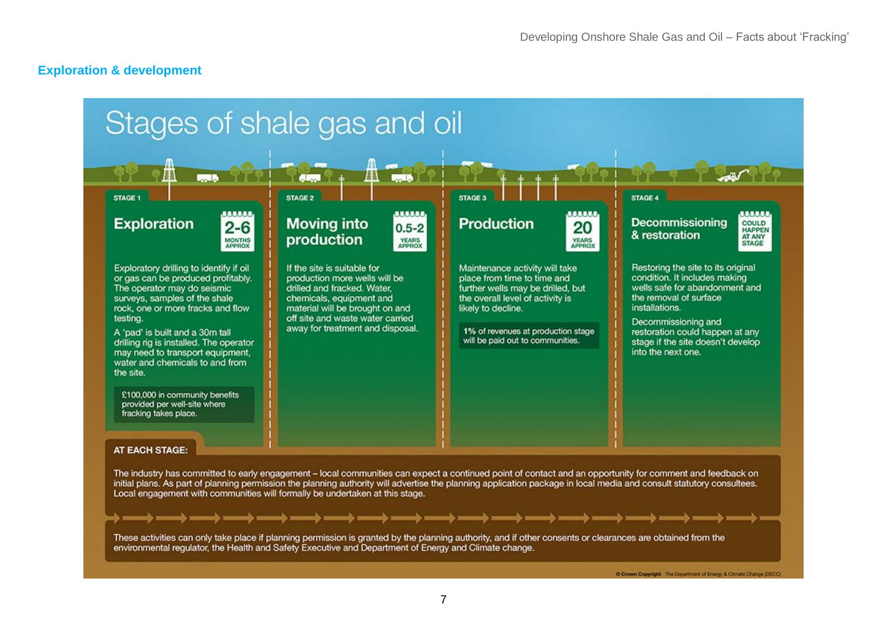## Exploration & development

# Stages of shale gas and oil

**STAGE 1**

### Exploration

2-6 MONTHS APPROX

Exploratory drilling to identify if oil or gas can be produced profitably. The operator may do seismic surveys, samples of the shale rock, one or more fracks and flow testing.

A 'pad' is built and a 30m tall drilling rig is installed. The operator may need to transport equipment, water and chemicals to and from the site.

£100,000 in community benefits provided per well-site where fracking takes place.

**STAGE 2**

### Moving into production

0.5-2 YEARS APPROX

If the site is suitable for production more wells will be drilled and fracked. Water, chemicals, equipment and material will be brought on and off site and waste water carried away for treatment and disposal.

**STAGE 3**

### Production

20 YEARS APPROX

Maintenance activity will take place from time to time and further wells may be drilled, but the overall level of activity is likely to decline.

1% of revenues at production stage will be paid out to communities.

**STAGE 4**

### Decommissioning & restoration

COULD HAPPEN AT ANY STAGE

Restoring the site to its original condition. It includes making wells safe for abandonment and the removal of surface installations.

Decommissioning and restoration could happen at any stage if the site doesn't develop into the next one.

**AT EACH STAGE:**

The industry has committed to early engagement – local communities can expect a continued point of contact and an opportunity for comment and feedback on initial plans. As part of planning permission the planning authority will advertise the planning application package in local media and consult statutory consultees. Local engagement with communities will formally be undertaken at this stage.

These activities can only take place if planning permission is granted by the planning authority, and if other consents or clearances are obtained from the environmental regulator, the Health and Safety Executive and Department of Energy and Climate change.

© Crown Copyright The Department of Energy & Climate Change (DECC)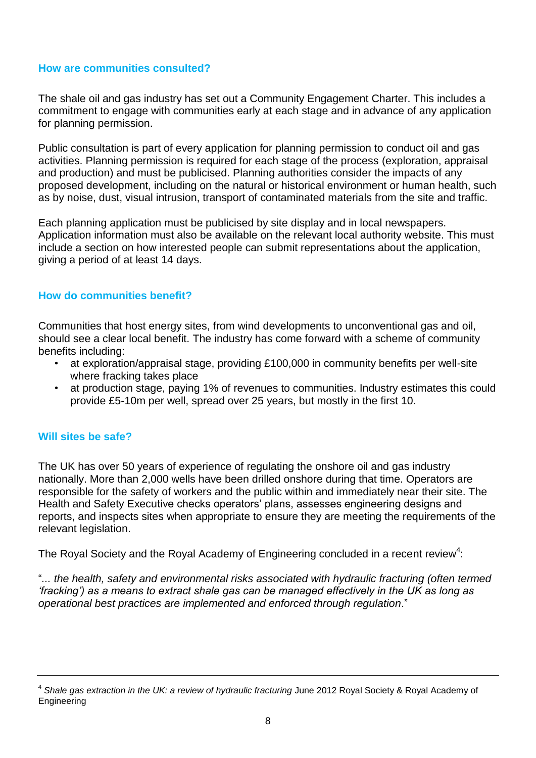### How are communities consulted?

The shale oil and gas industry has set out a Community Engagement Charter. This includes a commitment to engage with communities early at each stage and in advance of any application for planning permission.

Public consultation is part of every application for planning permission to conduct oil and gas activities. Planning permission is required for each stage of the process (exploration, appraisal and production) and must be publicised. Planning authorities consider the impacts of any proposed development, including on the natural or historical environment or human health, such as by noise, dust, visual intrusion, transport of contaminated materials from the site and traffic.

Each planning application must be publicised by site display and in local newspapers. Application information must also be available on the relevant local authority website. This must include a section on how interested people can submit representations about the application, giving a period of at least 14 days.

### How do communities benefit?

Communities that host energy sites, from wind developments to unconventional gas and oil, should see a clear local benefit. The industry has come forward with a scheme of community benefits including:

- at exploration/appraisal stage, providing £100,000 in community benefits per well-site where fracking takes place
- at production stage, paying 1% of revenues to communities. Industry estimates this could provide £5-10m per well, spread over 25 years, but mostly in the first 10.

### Will sites be safe?

The UK has over 50 years of experience of regulating the onshore oil and gas industry nationally. More than 2,000 wells have been drilled onshore during that time. Operators are responsible for the safety of workers and the public within and immediately near their site. The Health and Safety Executive checks operators' plans, assesses engineering designs and reports, and inspects sites when appropriate to ensure they are meeting the requirements of the relevant legislation.

The Royal Society and the Royal Academy of Engineering concluded in a recent review[4]:

"*... the health, safety and environmental risks associated with hydraulic fracturing (often termed 'fracking') as a means to extract shale gas can be managed effectively in the UK as long as operational best practices are implemented and enforced through regulation*."

---

[4] *Shale gas extraction in the UK: a review of hydraulic fracturing* June 2012 Royal Society & Royal Academy of Engineering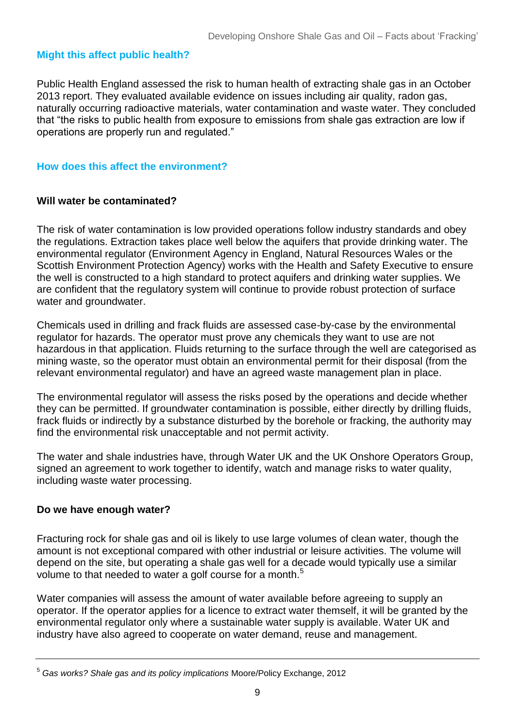## Might this affect public health?

Public Health England assessed the risk to human health of extracting shale gas in an October 2013 report. They evaluated available evidence on issues including air quality, radon gas, naturally occurring radioactive materials, water contamination and waste water. They concluded that "the risks to public health from exposure to emissions from shale gas extraction are low if operations are properly run and regulated."

## How does this affect the environment?

### Will water be contaminated?

The risk of water contamination is low provided operations follow industry standards and obey the regulations. Extraction takes place well below the aquifers that provide drinking water. The environmental regulator (Environment Agency in England, Natural Resources Wales or the Scottish Environment Protection Agency) works with the Health and Safety Executive to ensure the well is constructed to a high standard to protect aquifers and drinking water supplies. We are confident that the regulatory system will continue to provide robust protection of surface water and groundwater.

Chemicals used in drilling and frack fluids are assessed case-by-case by the environmental regulator for hazards. The operator must prove any chemicals they want to use are not hazardous in that application. Fluids returning to the surface through the well are categorised as mining waste, so the operator must obtain an environmental permit for their disposal (from the relevant environmental regulator) and have an agreed waste management plan in place.

The environmental regulator will assess the risks posed by the operations and decide whether they can be permitted. If groundwater contamination is possible, either directly by drilling fluids, frack fluids or indirectly by a substance disturbed by the borehole or fracking, the authority may find the environmental risk unacceptable and not permit activity.

The water and shale industries have, through Water UK and the UK Onshore Operators Group, signed an agreement to work together to identify, watch and manage risks to water quality, including waste water processing.

### Do we have enough water?

Fracturing rock for shale gas and oil is likely to use large volumes of clean water, though the amount is not exceptional compared with other industrial or leisure activities. The volume will depend on the site, but operating a shale gas well for a decade would typically use a similar volume to that needed to water a golf course for a month.[5]

Water companies will assess the amount of water available before agreeing to supply an operator. If the operator applies for a licence to extract water themself, it will be granted by the environmental regulator only where a sustainable water supply is available. Water UK and industry have also agreed to cooperate on water demand, reuse and management.

---

[5] *Gas works? Shale gas and its policy implications* Moore/Policy Exchange, 2012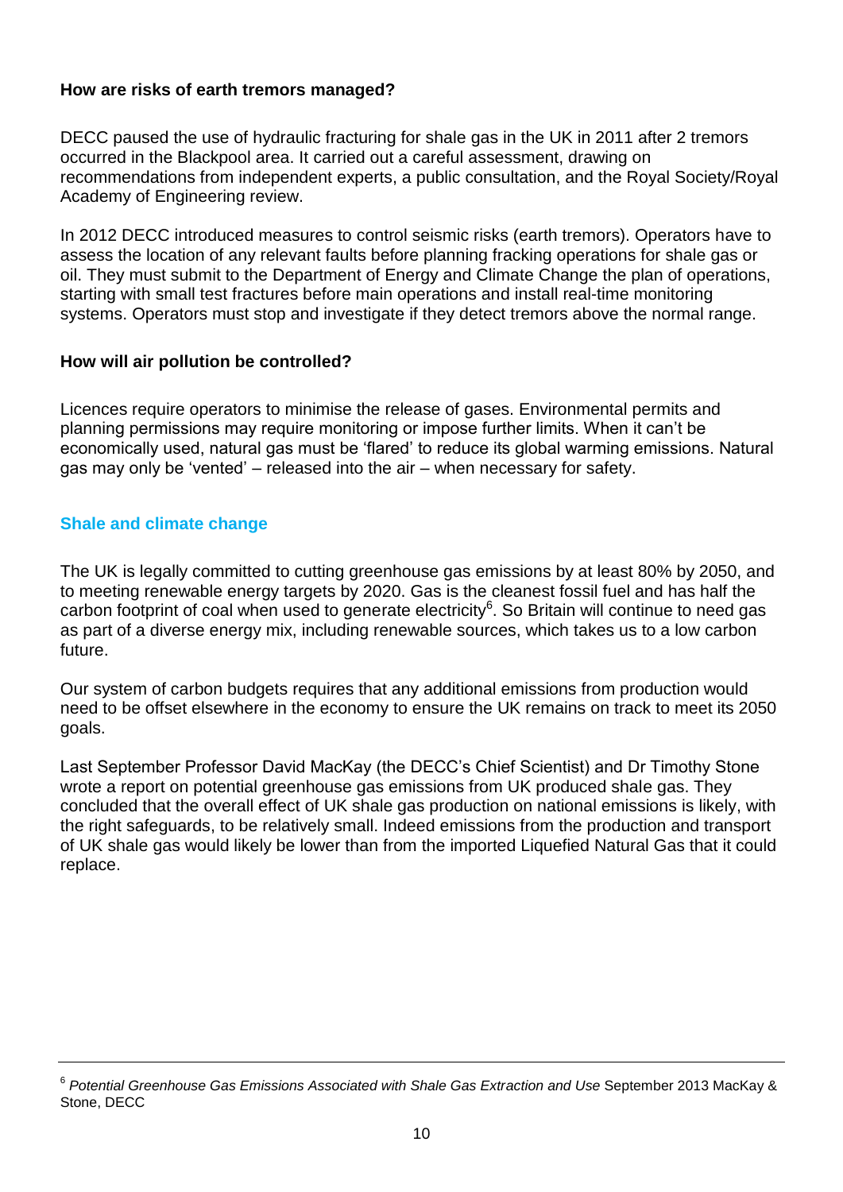### How are risks of earth tremors managed?

DECC paused the use of hydraulic fracturing for shale gas in the UK in 2011 after 2 tremors occurred in the Blackpool area. It carried out a careful assessment, drawing on recommendations from independent experts, a public consultation, and the Royal Society/Royal Academy of Engineering review.

In 2012 DECC introduced measures to control seismic risks (earth tremors). Operators have to assess the location of any relevant faults before planning fracking operations for shale gas or oil. They must submit to the Department of Energy and Climate Change the plan of operations, starting with small test fractures before main operations and install real-time monitoring systems. Operators must stop and investigate if they detect tremors above the normal range.

### How will air pollution be controlled?

Licences require operators to minimise the release of gases. Environmental permits and planning permissions may require monitoring or impose further limits. When it can't be economically used, natural gas must be 'flared' to reduce its global warming emissions. Natural gas may only be 'vented' – released into the air – when necessary for safety.

## Shale and climate change

The UK is legally committed to cutting greenhouse gas emissions by at least 80% by 2050, and to meeting renewable energy targets by 2020. Gas is the cleanest fossil fuel and has half the carbon footprint of coal when used to generate electricity[6]. So Britain will continue to need gas as part of a diverse energy mix, including renewable sources, which takes us to a low carbon future.

Our system of carbon budgets requires that any additional emissions from production would need to be offset elsewhere in the economy to ensure the UK remains on track to meet its 2050 goals.

Last September Professor David MacKay (the DECC's Chief Scientist) and Dr Timothy Stone wrote a report on potential greenhouse gas emissions from UK produced shale gas. They concluded that the overall effect of UK shale gas production on national emissions is likely, with the right safeguards, to be relatively small. Indeed emissions from the production and transport of UK shale gas would likely be lower than from the imported Liquefied Natural Gas that it could replace.

---

[6] *Potential Greenhouse Gas Emissions Associated with Shale Gas Extraction and Use* September 2013 MacKay & Stone, DECC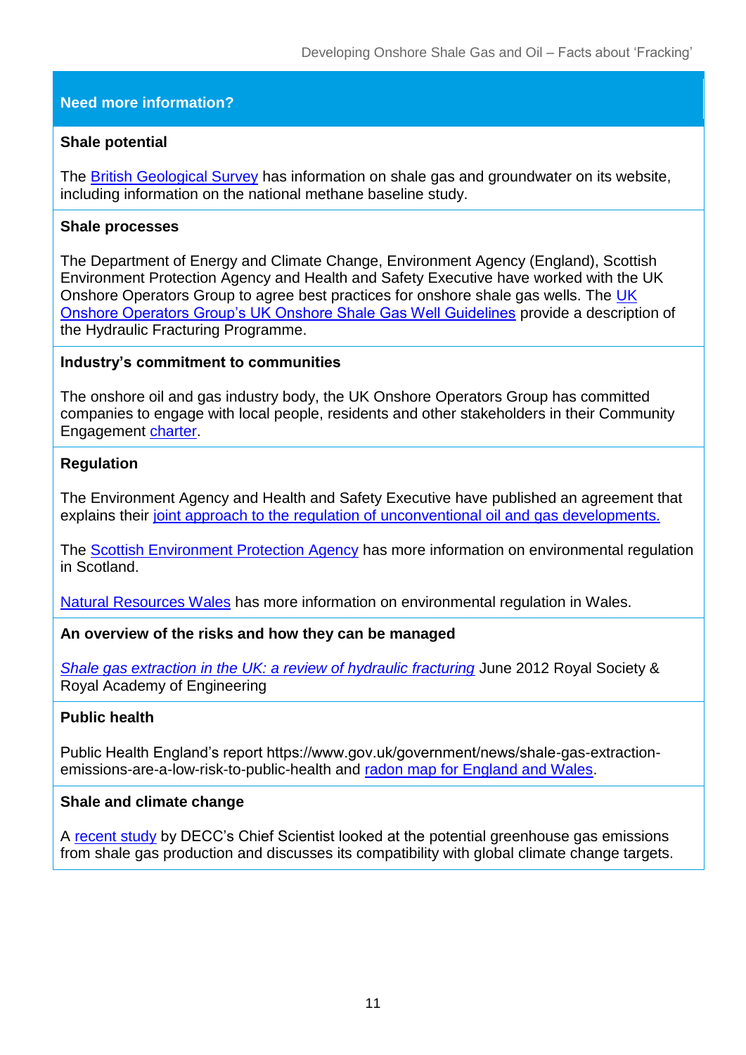## Need more information?

### Shale potential

The British Geological Survey has information on shale gas and groundwater on its website, including information on the national methane baseline study.

### Shale processes

The Department of Energy and Climate Change, Environment Agency (England), Scottish Environment Protection Agency and Health and Safety Executive have worked with the UK Onshore Operators Group to agree best practices for onshore shale gas wells. The UK Onshore Operators Group's UK Onshore Shale Gas Well Guidelines provide a description of the Hydraulic Fracturing Programme.

### Industry's commitment to communities

The onshore oil and gas industry body, the UK Onshore Operators Group has committed companies to engage with local people, residents and other stakeholders in their Community Engagement charter.

### Regulation

The Environment Agency and Health and Safety Executive have published an agreement that explains their joint approach to the regulation of unconventional oil and gas developments.

The Scottish Environment Protection Agency has more information on environmental regulation in Scotland.

Natural Resources Wales has more information on environmental regulation in Wales.

### An overview of the risks and how they can be managed

*Shale gas extraction in the UK: a review of hydraulic fracturing* June 2012 Royal Society & Royal Academy of Engineering

### Public health

Public Health England's report https://www.gov.uk/government/news/shale-gas-extraction-emissions-are-a-low-risk-to-public-health and radon map for England and Wales.

### Shale and climate change

A recent study by DECC's Chief Scientist looked at the potential greenhouse gas emissions from shale gas production and discusses its compatibility with global climate change targets.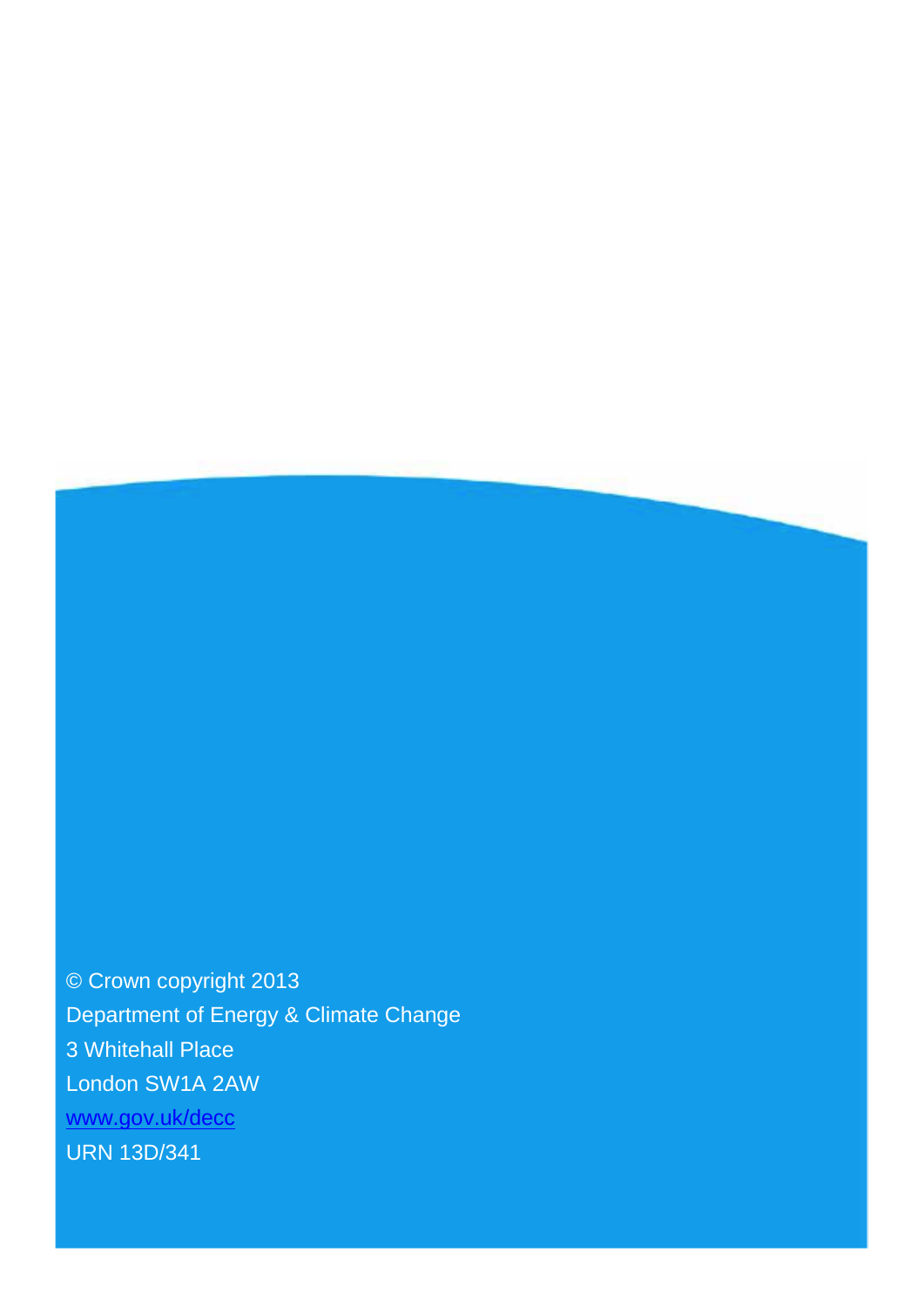© Crown copyright 2013
Department of Energy & Climate Change
3 Whitehall Place
London SW1A 2AW
[www.gov.uk/decc](http://www.gov.uk/decc)
URN 13D/341